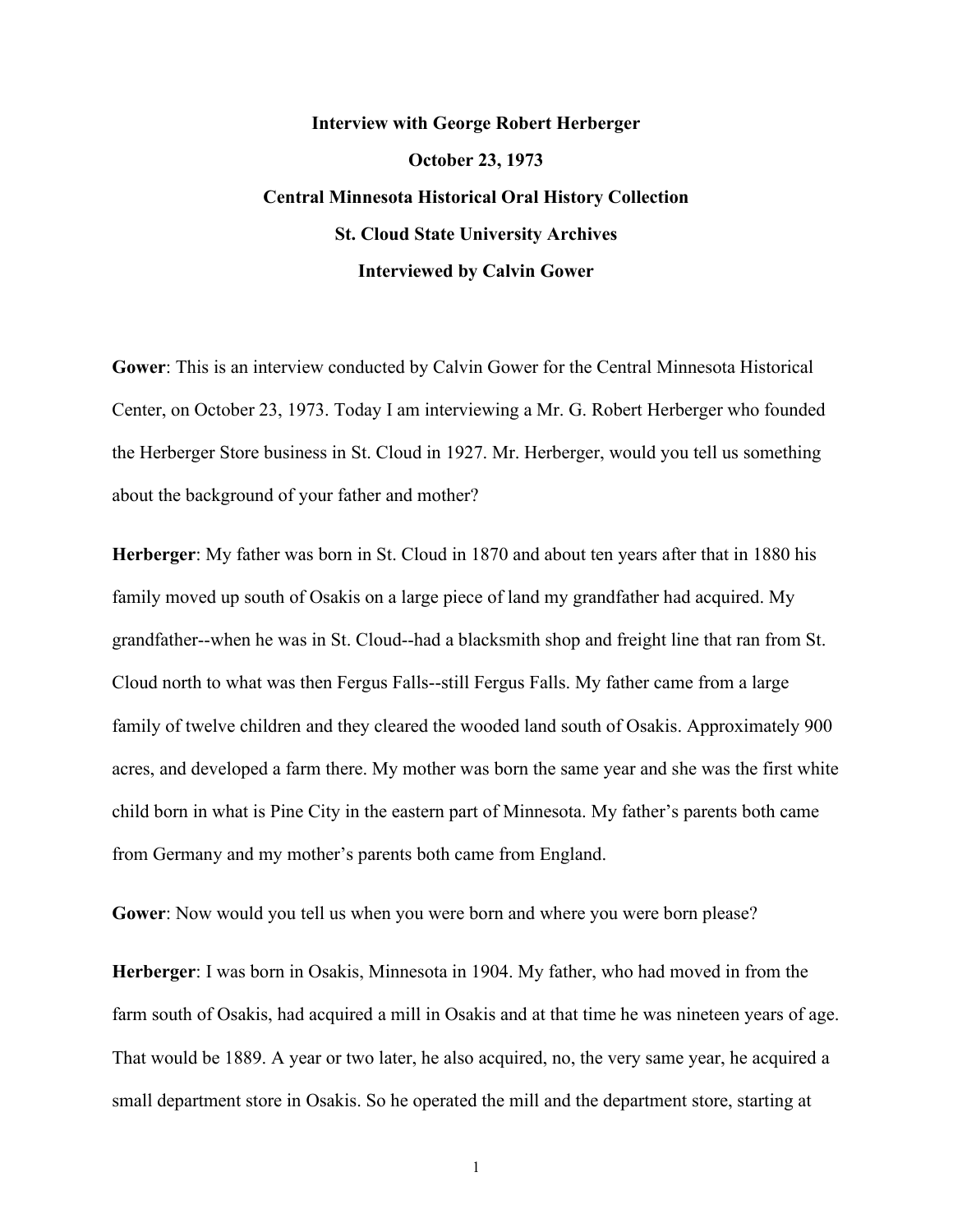**Interview with George Robert Herberger**

**October 23, 1973**

**Central Minnesota Historical Oral History Collection**

**St. Cloud State University Archives**

**Interviewed by Calvin Gower**

**Gower**: This is an interview conducted by Calvin Gower for the Central Minnesota Historical Center, on October 23, 1973. Today I am interviewing a Mr. G. Robert Herberger who founded the Herberger Store business in St. Cloud in 1927. Mr. Herberger, would you tell us something about the background of your father and mother?

**Herberger**: My father was born in St. Cloud in 1870 and about ten years after that in 1880 his family moved up south of Osakis on a large piece of land my grandfather had acquired. My grandfather--when he was in St. Cloud--had a blacksmith shop and freight line that ran from St. Cloud north to what was then Fergus Falls--still Fergus Falls. My father came from a large family of twelve children and they cleared the wooded land south of Osakis. Approximately 900 acres, and developed a farm there. My mother was born the same year and she was the first white child born in what is Pine City in the eastern part of Minnesota. My father's parents both came from Germany and my mother's parents both came from England.

**Gower**: Now would you tell us when you were born and where you were born please?

**Herberger**: I was born in Osakis, Minnesota in 1904. My father, who had moved in from the farm south of Osakis, had acquired a mill in Osakis and at that time he was nineteen years of age. That would be 1889. A year or two later, he also acquired, no, the very same year, he acquired a small department store in Osakis. So he operated the mill and the department store, starting at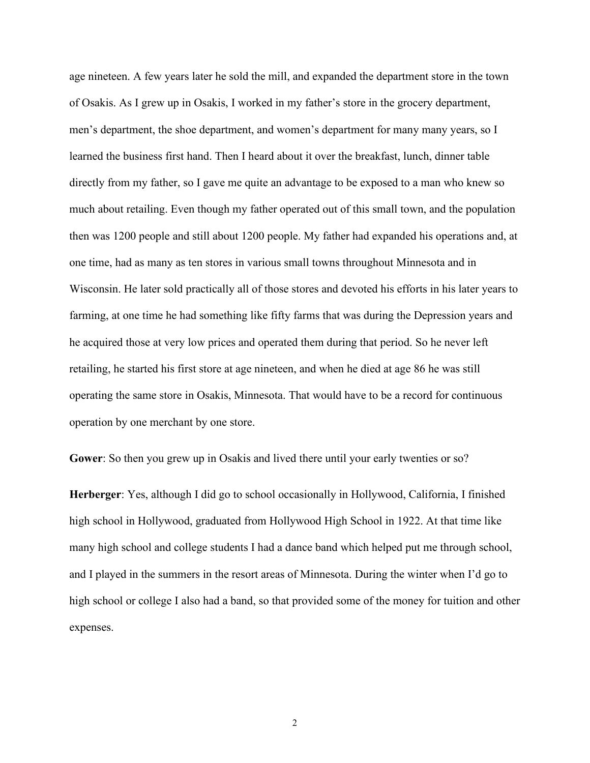age nineteen. A few years later he sold the mill, and expanded the department store in the town of Osakis. As I grew up in Osakis, I worked in my father's store in the grocery department, men's department, the shoe department, and women's department for many many years, so I learned the business first hand. Then I heard about it over the breakfast, lunch, dinner table directly from my father, so I gave me quite an advantage to be exposed to a man who knew so much about retailing. Even though my father operated out of this small town, and the population then was 1200 people and still about 1200 people. My father had expanded his operations and, at one time, had as many as ten stores in various small towns throughout Minnesota and in Wisconsin. He later sold practically all of those stores and devoted his efforts in his later years to farming, at one time he had something like fifty farms that was during the Depression years and he acquired those at very low prices and operated them during that period. So he never left retailing, he started his first store at age nineteen, and when he died at age 86 he was still operating the same store in Osakis, Minnesota. That would have to be a record for continuous operation by one merchant by one store.

**Gower**: So then you grew up in Osakis and lived there until your early twenties or so?

**Herberger**: Yes, although I did go to school occasionally in Hollywood, California, I finished high school in Hollywood, graduated from Hollywood High School in 1922. At that time like many high school and college students I had a dance band which helped put me through school, and I played in the summers in the resort areas of Minnesota. During the winter when I'd go to high school or college I also had a band, so that provided some of the money for tuition and other expenses.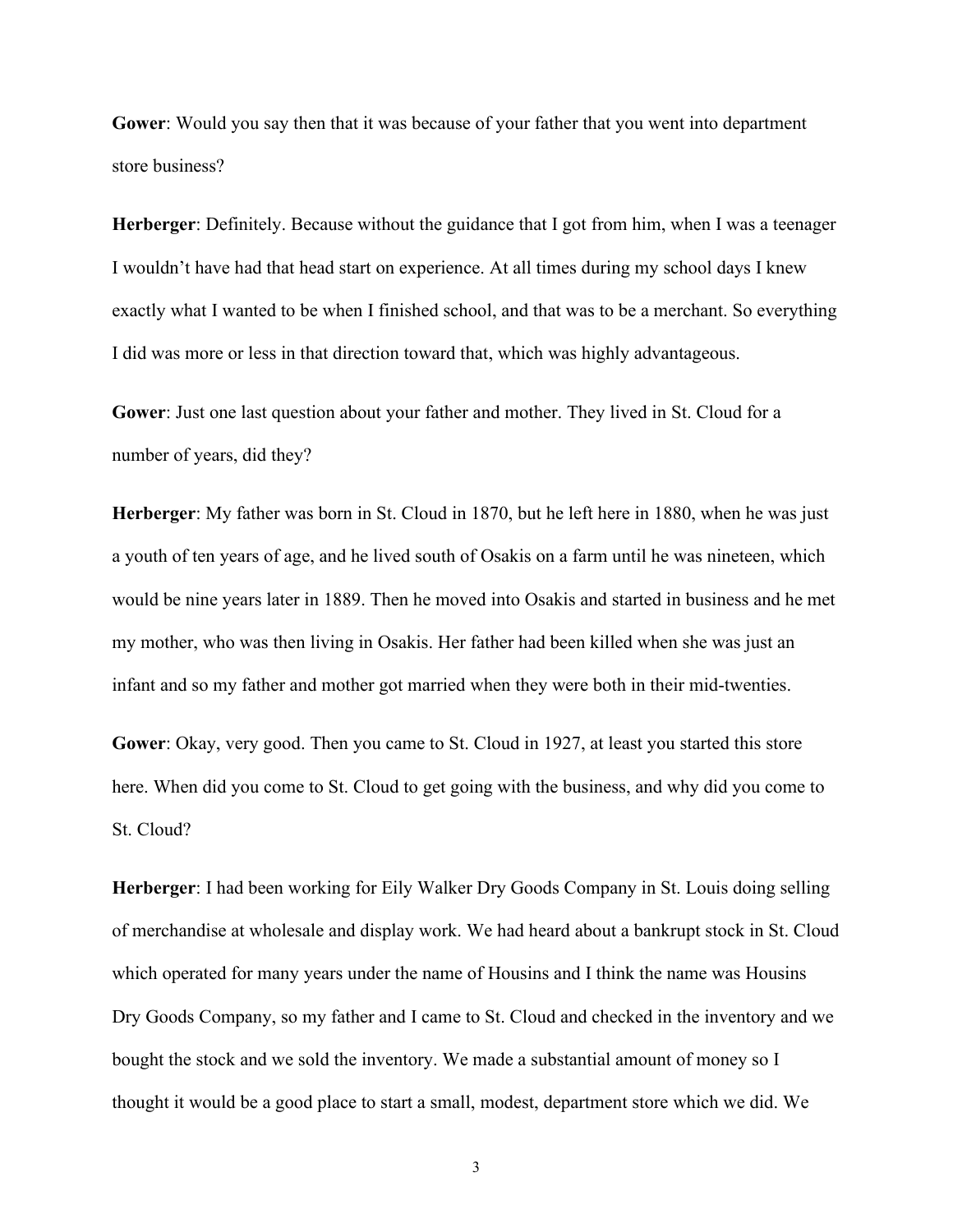**Gower**: Would you say then that it was because of your father that you went into department store business?

**Herberger**: Definitely. Because without the guidance that I got from him, when I was a teenager I wouldn't have had that head start on experience. At all times during my school days I knew exactly what I wanted to be when I finished school, and that was to be a merchant. So everything I did was more or less in that direction toward that, which was highly advantageous.

**Gower**: Just one last question about your father and mother. They lived in St. Cloud for a number of years, did they?

**Herberger**: My father was born in St. Cloud in 1870, but he left here in 1880, when he was just a youth of ten years of age, and he lived south of Osakis on a farm until he was nineteen, which would be nine years later in 1889. Then he moved into Osakis and started in business and he met my mother, who was then living in Osakis. Her father had been killed when she was just an infant and so my father and mother got married when they were both in their mid-twenties.

**Gower**: Okay, very good. Then you came to St. Cloud in 1927, at least you started this store here. When did you come to St. Cloud to get going with the business, and why did you come to St. Cloud?

**Herberger**: I had been working for Eily Walker Dry Goods Company in St. Louis doing selling of merchandise at wholesale and display work. We had heard about a bankrupt stock in St. Cloud which operated for many years under the name of Housins and I think the name was Housins Dry Goods Company, so my father and I came to St. Cloud and checked in the inventory and we bought the stock and we sold the inventory. We made a substantial amount of money so I thought it would be a good place to start a small, modest, department store which we did. We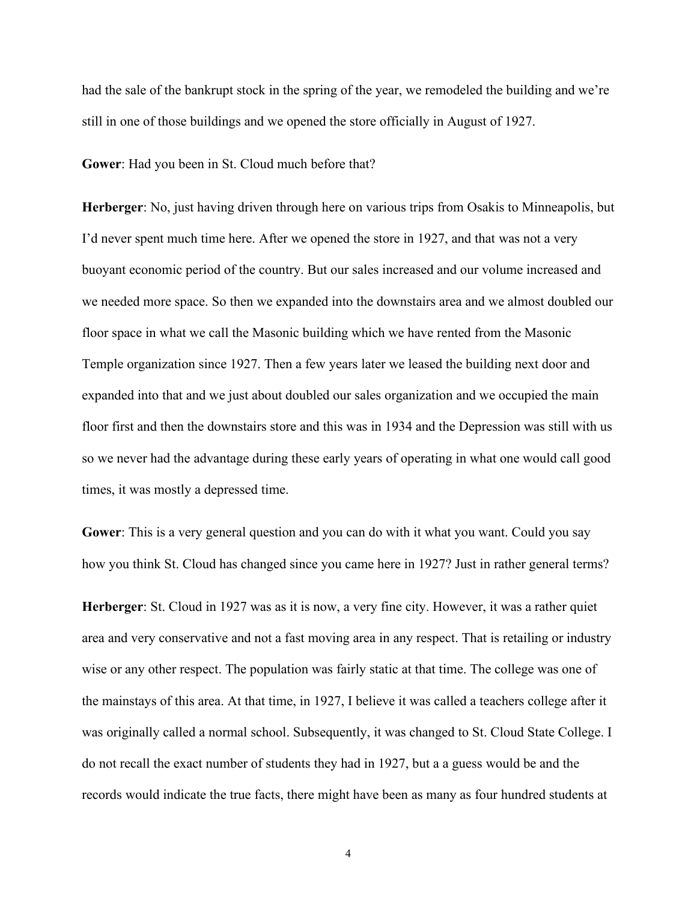had the sale of the bankrupt stock in the spring of the year, we remodeled the building and we're still in one of those buildings and we opened the store officially in August of 1927.

**Gower**: Had you been in St. Cloud much before that?

**Herberger**: No, just having driven through here on various trips from Osakis to Minneapolis, but I'd never spent much time here. After we opened the store in 1927, and that was not a very buoyant economic period of the country. But our sales increased and our volume increased and we needed more space. So then we expanded into the downstairs area and we almost doubled our floor space in what we call the Masonic building which we have rented from the Masonic Temple organization since 1927. Then a few years later we leased the building next door and expanded into that and we just about doubled our sales organization and we occupied the main floor first and then the downstairs store and this was in 1934 and the Depression was still with us so we never had the advantage during these early years of operating in what one would call good times, it was mostly a depressed time.

**Gower**: This is a very general question and you can do with it what you want. Could you say how you think St. Cloud has changed since you came here in 1927? Just in rather general terms?

**Herberger**: St. Cloud in 1927 was as it is now, a very fine city. However, it was a rather quiet area and very conservative and not a fast moving area in any respect. That is retailing or industry wise or any other respect. The population was fairly static at that time. The college was one of the mainstays of this area. At that time, in 1927, I believe it was called a teachers college after it was originally called a normal school. Subsequently, it was changed to St. Cloud State College. I do not recall the exact number of students they had in 1927, but a a guess would be and the records would indicate the true facts, there might have been as many as four hundred students at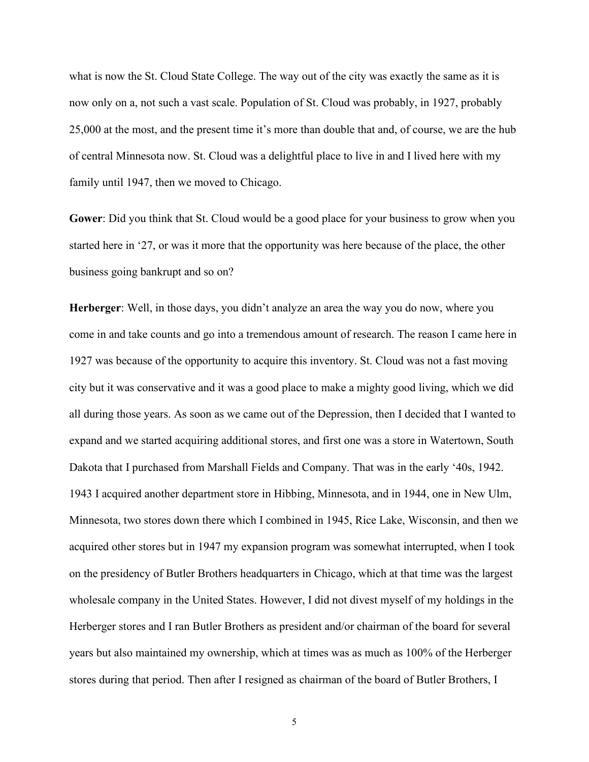what is now the St. Cloud State College. The way out of the city was exactly the same as it is now only on a, not such a vast scale. Population of St. Cloud was probably, in 1927, probably 25,000 at the most, and the present time it's more than double that and, of course, we are the hub of central Minnesota now. St. Cloud was a delightful place to live in and I lived here with my family until 1947, then we moved to Chicago.

**Gower**: Did you think that St. Cloud would be a good place for your business to grow when you started here in '27, or was it more that the opportunity was here because of the place, the other business going bankrupt and so on?

**Herberger**: Well, in those days, you didn't analyze an area the way you do now, where you come in and take counts and go into a tremendous amount of research. The reason I came here in 1927 was because of the opportunity to acquire this inventory. St. Cloud was not a fast moving city but it was conservative and it was a good place to make a mighty good living, which we did all during those years. As soon as we came out of the Depression, then I decided that I wanted to expand and we started acquiring additional stores, and first one was a store in Watertown, South Dakota that I purchased from Marshall Fields and Company. That was in the early '40s, 1942. 1943 I acquired another department store in Hibbing, Minnesota, and in 1944, one in New Ulm, Minnesota, two stores down there which I combined in 1945, Rice Lake, Wisconsin, and then we acquired other stores but in 1947 my expansion program was somewhat interrupted, when I took on the presidency of Butler Brothers headquarters in Chicago, which at that time was the largest wholesale company in the United States. However, I did not divest myself of my holdings in the Herberger stores and I ran Butler Brothers as president and/or chairman of the board for several years but also maintained my ownership, which at times was as much as 100% of the Herberger stores during that period. Then after I resigned as chairman of the board of Butler Brothers, I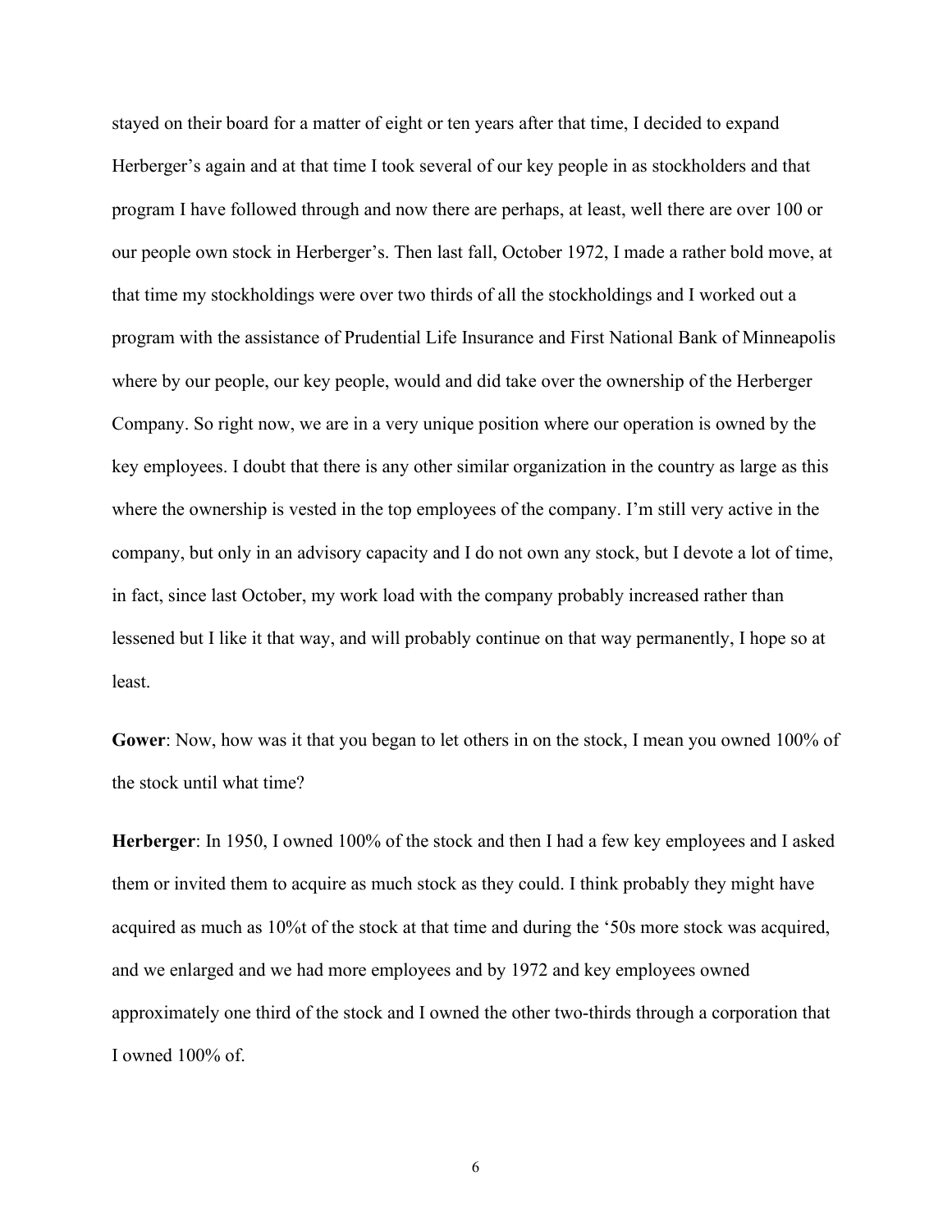stayed on their board for a matter of eight or ten years after that time, I decided to expand Herberger's again and at that time I took several of our key people in as stockholders and that program I have followed through and now there are perhaps, at least, well there are over 100 or our people own stock in Herberger's. Then last fall, October 1972, I made a rather bold move, at that time my stockholdings were over two thirds of all the stockholdings and I worked out a program with the assistance of Prudential Life Insurance and First National Bank of Minneapolis where by our people, our key people, would and did take over the ownership of the Herberger Company. So right now, we are in a very unique position where our operation is owned by the key employees. I doubt that there is any other similar organization in the country as large as this where the ownership is vested in the top employees of the company. I'm still very active in the company, but only in an advisory capacity and I do not own any stock, but I devote a lot of time, in fact, since last October, my work load with the company probably increased rather than lessened but I like it that way, and will probably continue on that way permanently, I hope so at least.

**Gower**: Now, how was it that you began to let others in on the stock, I mean you owned 100% of the stock until what time?

**Herberger**: In 1950, I owned 100% of the stock and then I had a few key employees and I asked them or invited them to acquire as much stock as they could. I think probably they might have acquired as much as 10%t of the stock at that time and during the '50s more stock was acquired, and we enlarged and we had more employees and by 1972 and key employees owned approximately one third of the stock and I owned the other two-thirds through a corporation that I owned 100% of.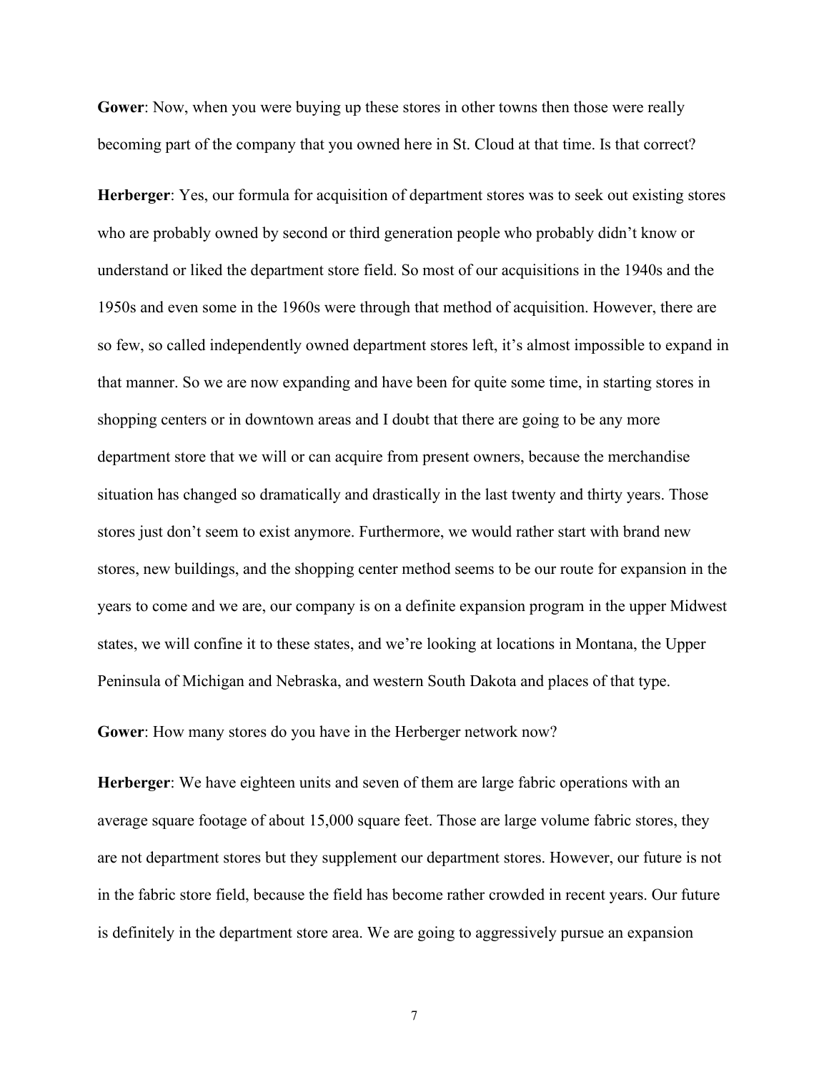**Gower**: Now, when you were buying up these stores in other towns then those were really becoming part of the company that you owned here in St. Cloud at that time. Is that correct?

**Herberger**: Yes, our formula for acquisition of department stores was to seek out existing stores who are probably owned by second or third generation people who probably didn't know or understand or liked the department store field. So most of our acquisitions in the 1940s and the 1950s and even some in the 1960s were through that method of acquisition. However, there are so few, so called independently owned department stores left, it's almost impossible to expand in that manner. So we are now expanding and have been for quite some time, in starting stores in shopping centers or in downtown areas and I doubt that there are going to be any more department store that we will or can acquire from present owners, because the merchandise situation has changed so dramatically and drastically in the last twenty and thirty years. Those stores just don't seem to exist anymore. Furthermore, we would rather start with brand new stores, new buildings, and the shopping center method seems to be our route for expansion in the years to come and we are, our company is on a definite expansion program in the upper Midwest states, we will confine it to these states, and we're looking at locations in Montana, the Upper Peninsula of Michigan and Nebraska, and western South Dakota and places of that type.

**Gower**: How many stores do you have in the Herberger network now?

**Herberger**: We have eighteen units and seven of them are large fabric operations with an average square footage of about 15,000 square feet. Those are large volume fabric stores, they are not department stores but they supplement our department stores. However, our future is not in the fabric store field, because the field has become rather crowded in recent years. Our future is definitely in the department store area. We are going to aggressively pursue an expansion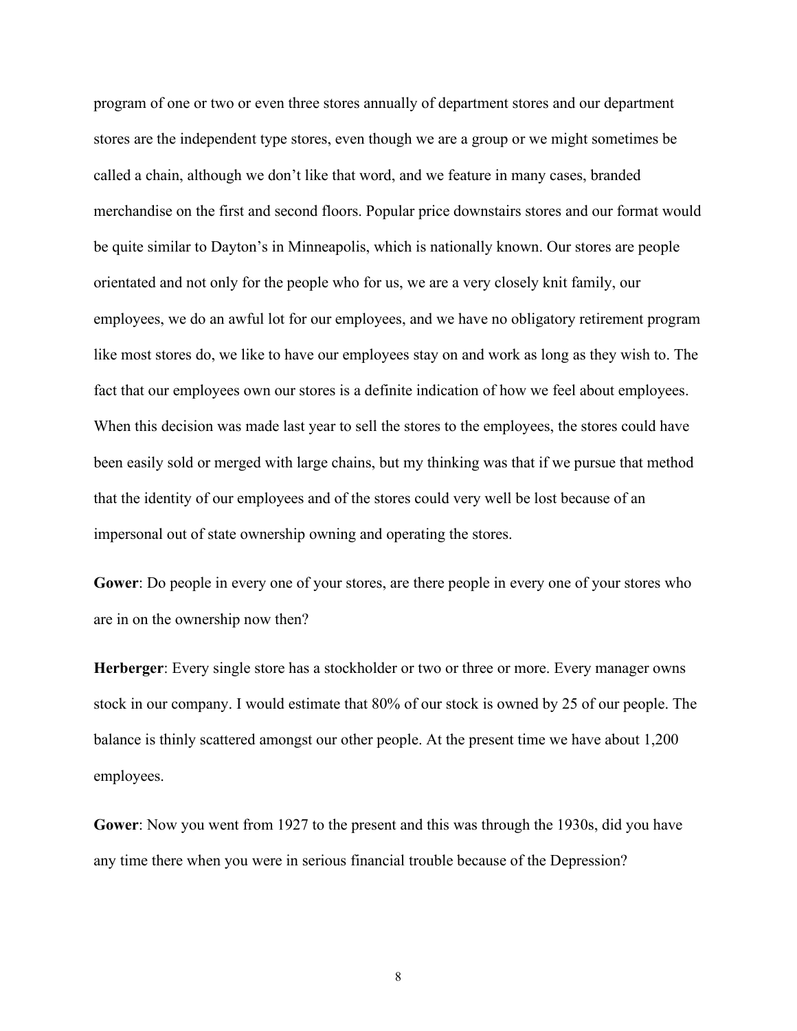program of one or two or even three stores annually of department stores and our department stores are the independent type stores, even though we are a group or we might sometimes be called a chain, although we don't like that word, and we feature in many cases, branded merchandise on the first and second floors. Popular price downstairs stores and our format would be quite similar to Dayton's in Minneapolis, which is nationally known. Our stores are people orientated and not only for the people who for us, we are a very closely knit family, our employees, we do an awful lot for our employees, and we have no obligatory retirement program like most stores do, we like to have our employees stay on and work as long as they wish to. The fact that our employees own our stores is a definite indication of how we feel about employees. When this decision was made last year to sell the stores to the employees, the stores could have been easily sold or merged with large chains, but my thinking was that if we pursue that method that the identity of our employees and of the stores could very well be lost because of an impersonal out of state ownership owning and operating the stores.

**Gower**: Do people in every one of your stores, are there people in every one of your stores who are in on the ownership now then?

**Herberger**: Every single store has a stockholder or two or three or more. Every manager owns stock in our company. I would estimate that 80% of our stock is owned by 25 of our people. The balance is thinly scattered amongst our other people. At the present time we have about 1,200 employees.

**Gower**: Now you went from 1927 to the present and this was through the 1930s, did you have any time there when you were in serious financial trouble because of the Depression?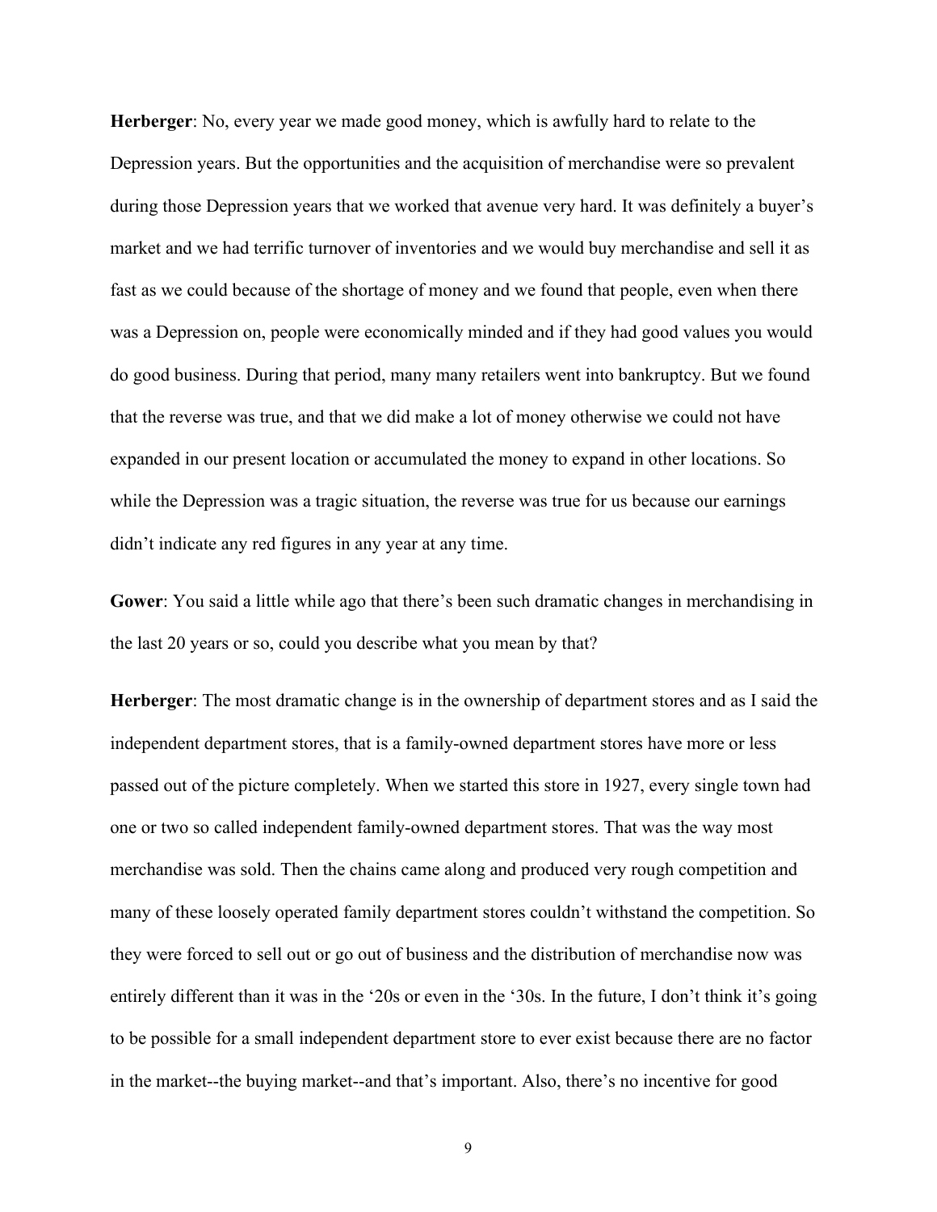**Herberger**: No, every year we made good money, which is awfully hard to relate to the Depression years. But the opportunities and the acquisition of merchandise were so prevalent during those Depression years that we worked that avenue very hard. It was definitely a buyer's market and we had terrific turnover of inventories and we would buy merchandise and sell it as fast as we could because of the shortage of money and we found that people, even when there was a Depression on, people were economically minded and if they had good values you would do good business. During that period, many many retailers went into bankruptcy. But we found that the reverse was true, and that we did make a lot of money otherwise we could not have expanded in our present location or accumulated the money to expand in other locations. So while the Depression was a tragic situation, the reverse was true for us because our earnings didn't indicate any red figures in any year at any time.

**Gower**: You said a little while ago that there's been such dramatic changes in merchandising in the last 20 years or so, could you describe what you mean by that?

**Herberger**: The most dramatic change is in the ownership of department stores and as I said the independent department stores, that is a family-owned department stores have more or less passed out of the picture completely. When we started this store in 1927, every single town had one or two so called independent family-owned department stores. That was the way most merchandise was sold. Then the chains came along and produced very rough competition and many of these loosely operated family department stores couldn't withstand the competition. So they were forced to sell out or go out of business and the distribution of merchandise now was entirely different than it was in the '20s or even in the '30s. In the future, I don't think it's going to be possible for a small independent department store to ever exist because there are no factor in the market--the buying market--and that's important. Also, there's no incentive for good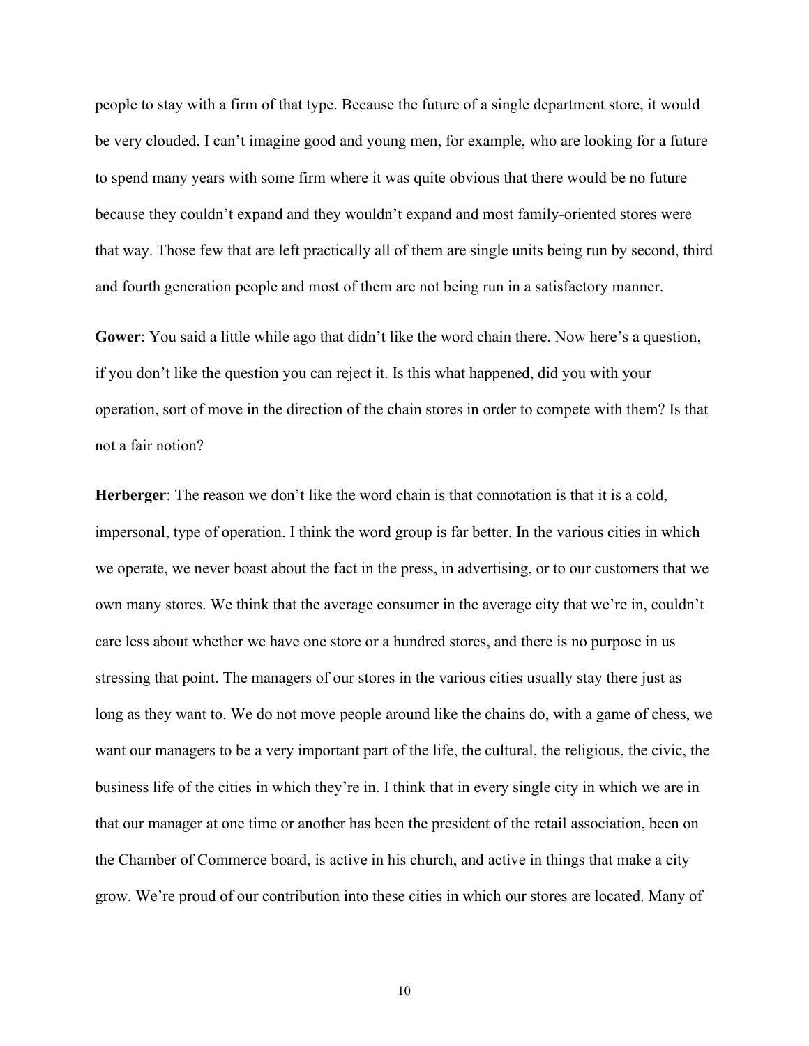people to stay with a firm of that type. Because the future of a single department store, it would be very clouded. I can't imagine good and young men, for example, who are looking for a future to spend many years with some firm where it was quite obvious that there would be no future because they couldn't expand and they wouldn't expand and most family-oriented stores were that way. Those few that are left practically all of them are single units being run by second, third and fourth generation people and most of them are not being run in a satisfactory manner.

**Gower**: You said a little while ago that didn't like the word chain there. Now here's a question, if you don't like the question you can reject it. Is this what happened, did you with your operation, sort of move in the direction of the chain stores in order to compete with them? Is that not a fair notion?

**Herberger**: The reason we don't like the word chain is that connotation is that it is a cold, impersonal, type of operation. I think the word group is far better. In the various cities in which we operate, we never boast about the fact in the press, in advertising, or to our customers that we own many stores. We think that the average consumer in the average city that we're in, couldn't care less about whether we have one store or a hundred stores, and there is no purpose in us stressing that point. The managers of our stores in the various cities usually stay there just as long as they want to. We do not move people around like the chains do, with a game of chess, we want our managers to be a very important part of the life, the cultural, the religious, the civic, the business life of the cities in which they're in. I think that in every single city in which we are in that our manager at one time or another has been the president of the retail association, been on the Chamber of Commerce board, is active in his church, and active in things that make a city grow. We're proud of our contribution into these cities in which our stores are located. Many of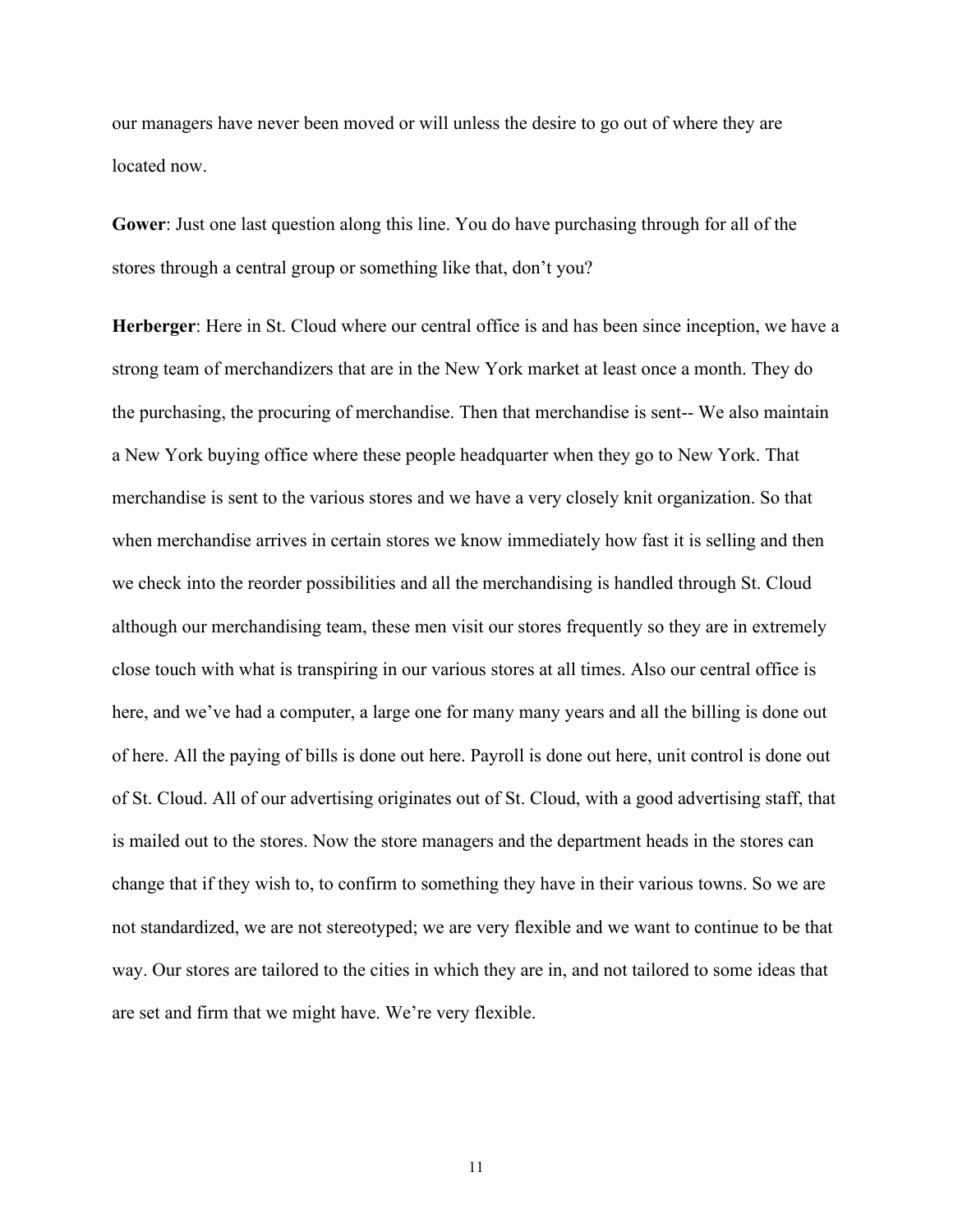our managers have never been moved or will unless the desire to go out of where they are located now.

**Gower**: Just one last question along this line. You do have purchasing through for all of the stores through a central group or something like that, don't you?

**Herberger**: Here in St. Cloud where our central office is and has been since inception, we have a strong team of merchandizers that are in the New York market at least once a month. They do the purchasing, the procuring of merchandise. Then that merchandise is sent-- We also maintain a New York buying office where these people headquarter when they go to New York. That merchandise is sent to the various stores and we have a very closely knit organization. So that when merchandise arrives in certain stores we know immediately how fast it is selling and then we check into the reorder possibilities and all the merchandising is handled through St. Cloud although our merchandising team, these men visit our stores frequently so they are in extremely close touch with what is transpiring in our various stores at all times. Also our central office is here, and we've had a computer, a large one for many many years and all the billing is done out of here. All the paying of bills is done out here. Payroll is done out here, unit control is done out of St. Cloud. All of our advertising originates out of St. Cloud, with a good advertising staff, that is mailed out to the stores. Now the store managers and the department heads in the stores can change that if they wish to, to confirm to something they have in their various towns. So we are not standardized, we are not stereotyped; we are very flexible and we want to continue to be that way. Our stores are tailored to the cities in which they are in, and not tailored to some ideas that are set and firm that we might have. We're very flexible.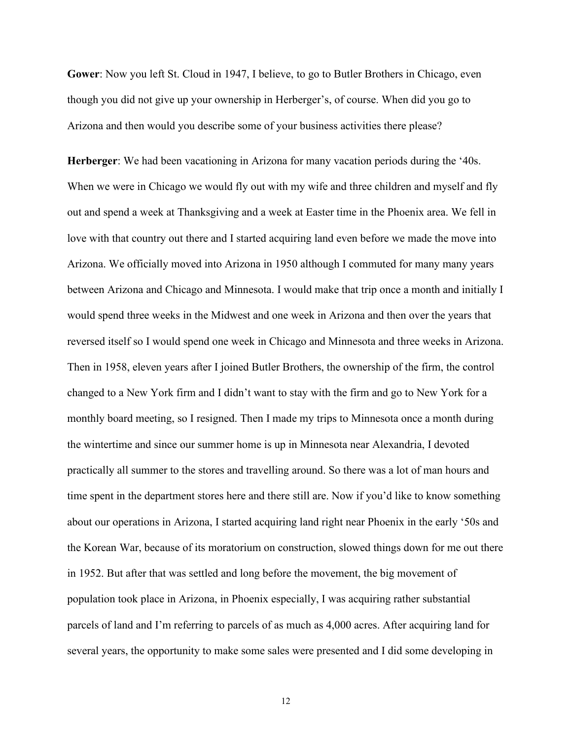**Gower**: Now you left St. Cloud in 1947, I believe, to go to Butler Brothers in Chicago, even though you did not give up your ownership in Herberger's, of course. When did you go to Arizona and then would you describe some of your business activities there please?

**Herberger**: We had been vacationing in Arizona for many vacation periods during the '40s. When we were in Chicago we would fly out with my wife and three children and myself and fly out and spend a week at Thanksgiving and a week at Easter time in the Phoenix area. We fell in love with that country out there and I started acquiring land even before we made the move into Arizona. We officially moved into Arizona in 1950 although I commuted for many many years between Arizona and Chicago and Minnesota. I would make that trip once a month and initially I would spend three weeks in the Midwest and one week in Arizona and then over the years that reversed itself so I would spend one week in Chicago and Minnesota and three weeks in Arizona. Then in 1958, eleven years after I joined Butler Brothers, the ownership of the firm, the control changed to a New York firm and I didn't want to stay with the firm and go to New York for a monthly board meeting, so I resigned. Then I made my trips to Minnesota once a month during the wintertime and since our summer home is up in Minnesota near Alexandria, I devoted practically all summer to the stores and travelling around. So there was a lot of man hours and time spent in the department stores here and there still are. Now if you'd like to know something about our operations in Arizona, I started acquiring land right near Phoenix in the early '50s and the Korean War, because of its moratorium on construction, slowed things down for me out there in 1952. But after that was settled and long before the movement, the big movement of population took place in Arizona, in Phoenix especially, I was acquiring rather substantial parcels of land and I'm referring to parcels of as much as 4,000 acres. After acquiring land for several years, the opportunity to make some sales were presented and I did some developing in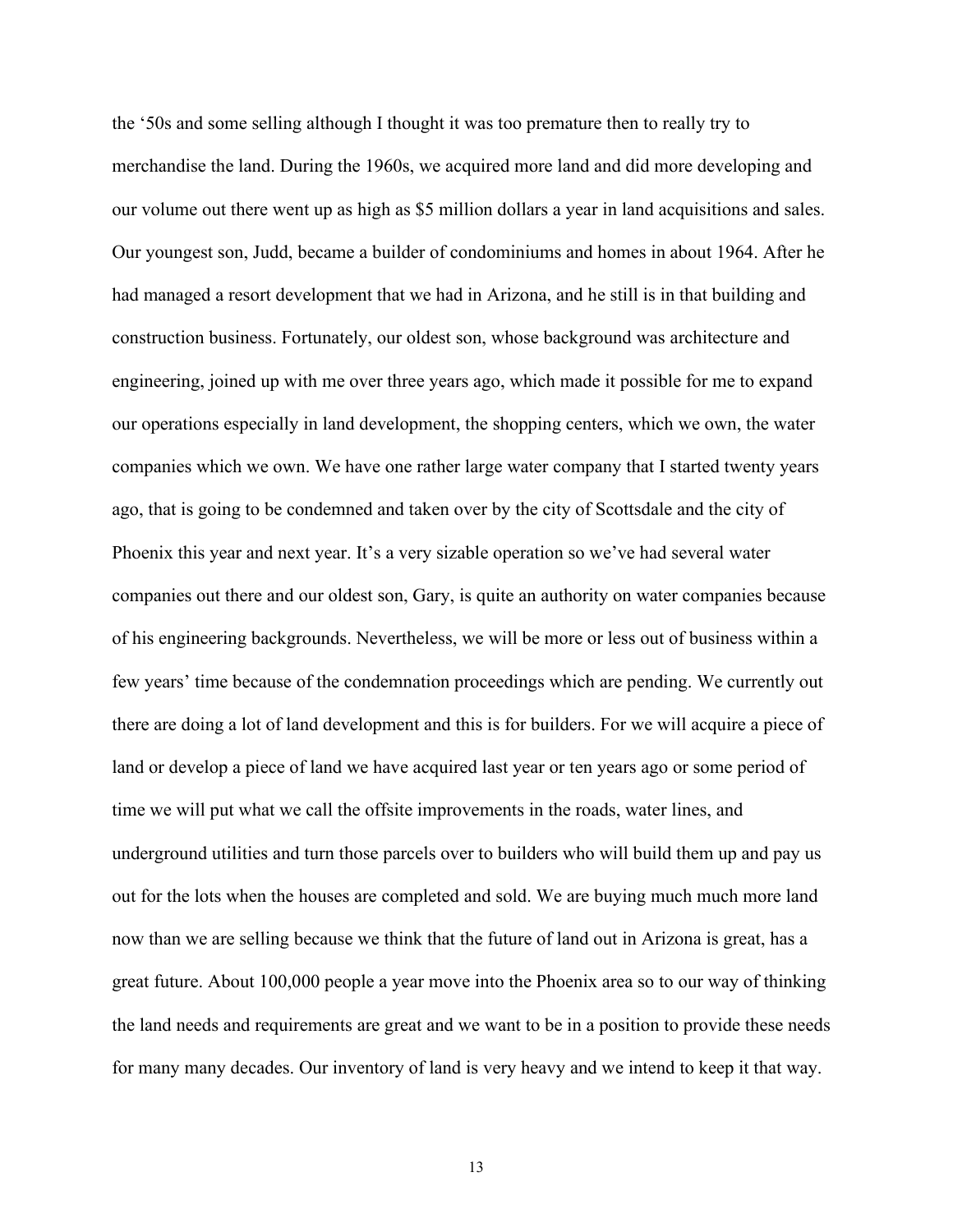the '50s and some selling although I thought it was too premature then to really try to merchandise the land. During the 1960s, we acquired more land and did more developing and our volume out there went up as high as $5 million dollars a year in land acquisitions and sales. Our youngest son, Judd, became a builder of condominiums and homes in about 1964. After he had managed a resort development that we had in Arizona, and he still is in that building and construction business. Fortunately, our oldest son, whose background was architecture and engineering, joined up with me over three years ago, which made it possible for me to expand our operations especially in land development, the shopping centers, which we own, the water companies which we own. We have one rather large water company that I started twenty years ago, that is going to be condemned and taken over by the city of Scottsdale and the city of Phoenix this year and next year. It's a very sizable operation so we've had several water companies out there and our oldest son, Gary, is quite an authority on water companies because of his engineering backgrounds. Nevertheless, we will be more or less out of business within a few years' time because of the condemnation proceedings which are pending. We currently out there are doing a lot of land development and this is for builders. For we will acquire a piece of land or develop a piece of land we have acquired last year or ten years ago or some period of time we will put what we call the offsite improvements in the roads, water lines, and underground utilities and turn those parcels over to builders who will build them up and pay us out for the lots when the houses are completed and sold. We are buying much much more land now than we are selling because we think that the future of land out in Arizona is great, has a great future. About 100,000 people a year move into the Phoenix area so to our way of thinking the land needs and requirements are great and we want to be in a position to provide these needs for many many decades. Our inventory of land is very heavy and we intend to keep it that way.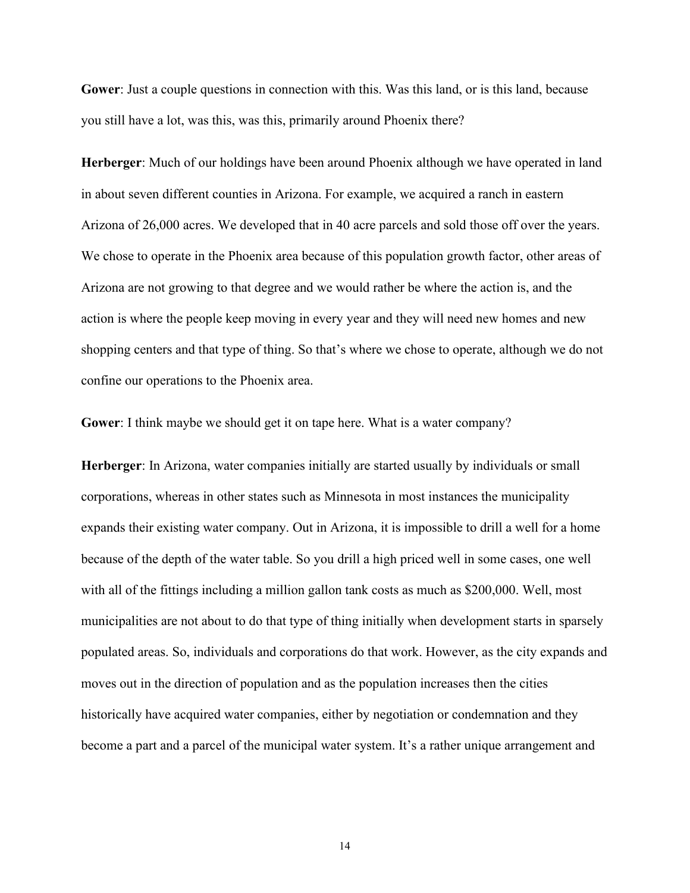**Gower**: Just a couple questions in connection with this. Was this land, or is this land, because you still have a lot, was this, was this, primarily around Phoenix there?

**Herberger**: Much of our holdings have been around Phoenix although we have operated in land in about seven different counties in Arizona. For example, we acquired a ranch in eastern Arizona of 26,000 acres. We developed that in 40 acre parcels and sold those off over the years. We chose to operate in the Phoenix area because of this population growth factor, other areas of Arizona are not growing to that degree and we would rather be where the action is, and the action is where the people keep moving in every year and they will need new homes and new shopping centers and that type of thing. So that's where we chose to operate, although we do not confine our operations to the Phoenix area.

**Gower**: I think maybe we should get it on tape here. What is a water company?

**Herberger**: In Arizona, water companies initially are started usually by individuals or small corporations, whereas in other states such as Minnesota in most instances the municipality expands their existing water company. Out in Arizona, it is impossible to drill a well for a home because of the depth of the water table. So you drill a high priced well in some cases, one well with all of the fittings including a million gallon tank costs as much as $200,000. Well, most municipalities are not about to do that type of thing initially when development starts in sparsely populated areas. So, individuals and corporations do that work. However, as the city expands and moves out in the direction of population and as the population increases then the cities historically have acquired water companies, either by negotiation or condemnation and they become a part and a parcel of the municipal water system. It's a rather unique arrangement and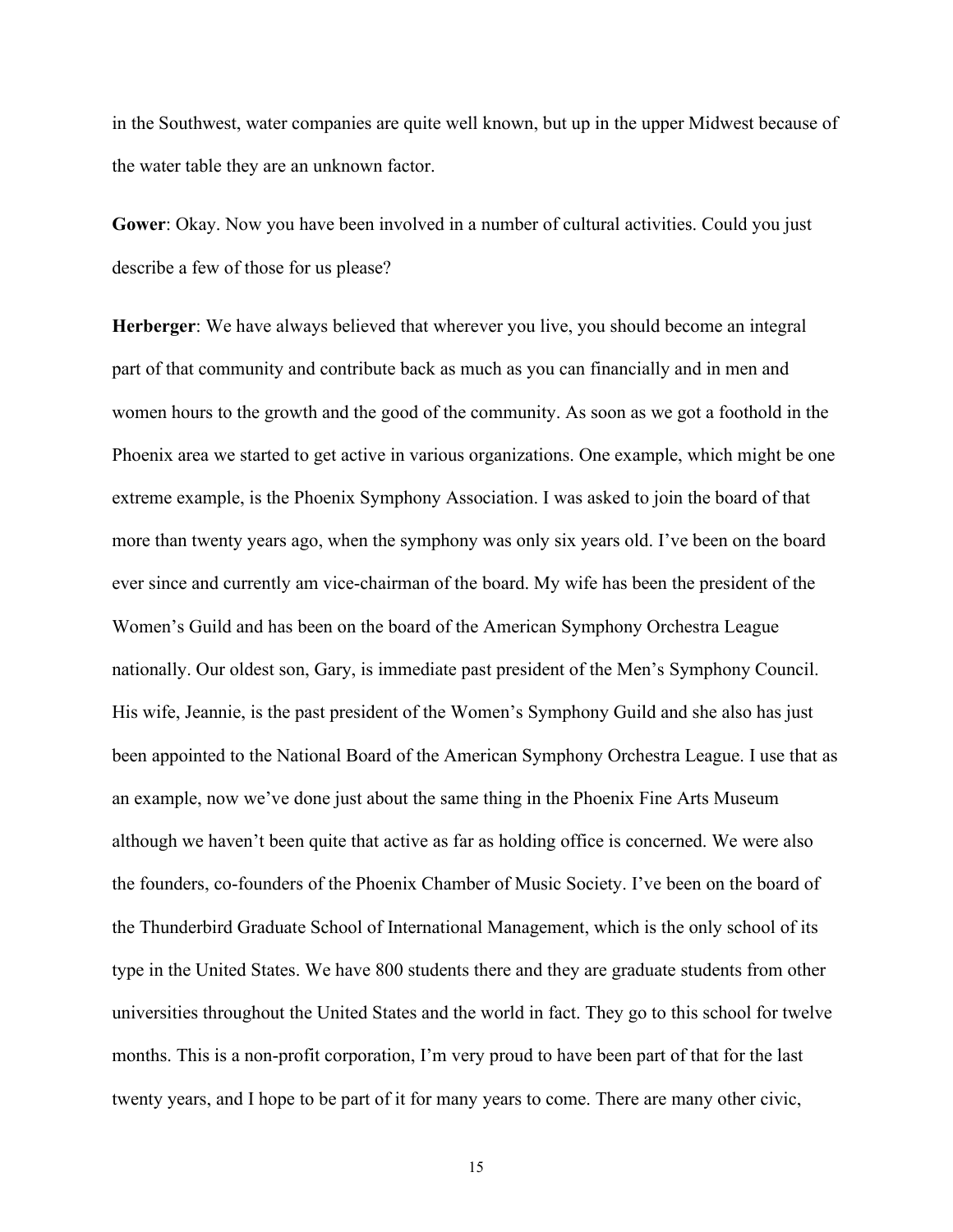in the Southwest, water companies are quite well known, but up in the upper Midwest because of the water table they are an unknown factor.

**Gower**: Okay. Now you have been involved in a number of cultural activities. Could you just describe a few of those for us please?

**Herberger**: We have always believed that wherever you live, you should become an integral part of that community and contribute back as much as you can financially and in men and women hours to the growth and the good of the community. As soon as we got a foothold in the Phoenix area we started to get active in various organizations. One example, which might be one extreme example, is the Phoenix Symphony Association. I was asked to join the board of that more than twenty years ago, when the symphony was only six years old. I've been on the board ever since and currently am vice-chairman of the board. My wife has been the president of the Women's Guild and has been on the board of the American Symphony Orchestra League nationally. Our oldest son, Gary, is immediate past president of the Men's Symphony Council. His wife, Jeannie, is the past president of the Women's Symphony Guild and she also has just been appointed to the National Board of the American Symphony Orchestra League. I use that as an example, now we've done just about the same thing in the Phoenix Fine Arts Museum although we haven't been quite that active as far as holding office is concerned. We were also the founders, co-founders of the Phoenix Chamber of Music Society. I've been on the board of the Thunderbird Graduate School of International Management, which is the only school of its type in the United States. We have 800 students there and they are graduate students from other universities throughout the United States and the world in fact. They go to this school for twelve months. This is a non-profit corporation, I'm very proud to have been part of that for the last twenty years, and I hope to be part of it for many years to come. There are many other civic,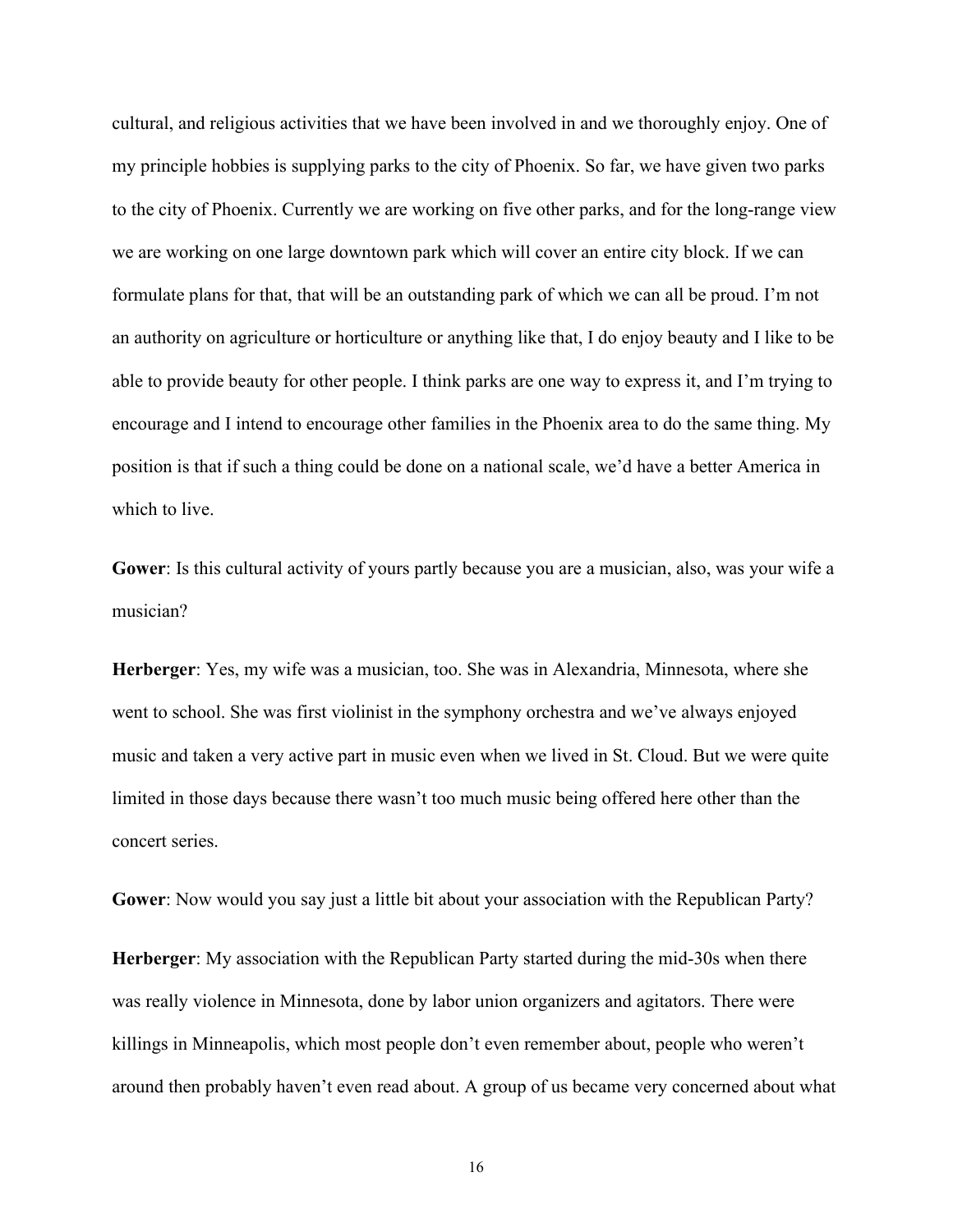cultural, and religious activities that we have been involved in and we thoroughly enjoy. One of my principle hobbies is supplying parks to the city of Phoenix. So far, we have given two parks to the city of Phoenix. Currently we are working on five other parks, and for the long-range view we are working on one large downtown park which will cover an entire city block. If we can formulate plans for that, that will be an outstanding park of which we can all be proud. I'm not an authority on agriculture or horticulture or anything like that, I do enjoy beauty and I like to be able to provide beauty for other people. I think parks are one way to express it, and I'm trying to encourage and I intend to encourage other families in the Phoenix area to do the same thing. My position is that if such a thing could be done on a national scale, we'd have a better America in which to live.

**Gower**: Is this cultural activity of yours partly because you are a musician, also, was your wife a musician?

**Herberger**: Yes, my wife was a musician, too. She was in Alexandria, Minnesota, where she went to school. She was first violinist in the symphony orchestra and we've always enjoyed music and taken a very active part in music even when we lived in St. Cloud. But we were quite limited in those days because there wasn't too much music being offered here other than the concert series.

**Gower**: Now would you say just a little bit about your association with the Republican Party?

**Herberger**: My association with the Republican Party started during the mid-30s when there was really violence in Minnesota, done by labor union organizers and agitators. There were killings in Minneapolis, which most people don't even remember about, people who weren't around then probably haven't even read about. A group of us became very concerned about what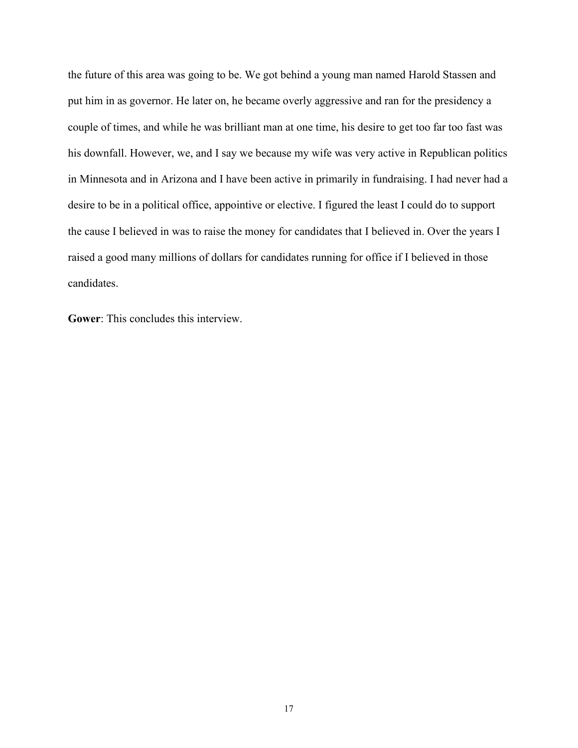the future of this area was going to be. We got behind a young man named Harold Stassen and put him in as governor. He later on, he became overly aggressive and ran for the presidency a couple of times, and while he was brilliant man at one time, his desire to get too far too fast was his downfall. However, we, and I say we because my wife was very active in Republican politics in Minnesota and in Arizona and I have been active in primarily in fundraising. I had never had a desire to be in a political office, appointive or elective. I figured the least I could do to support the cause I believed in was to raise the money for candidates that I believed in. Over the years I raised a good many millions of dollars for candidates running for office if I believed in those candidates.

**Gower**: This concludes this interview.